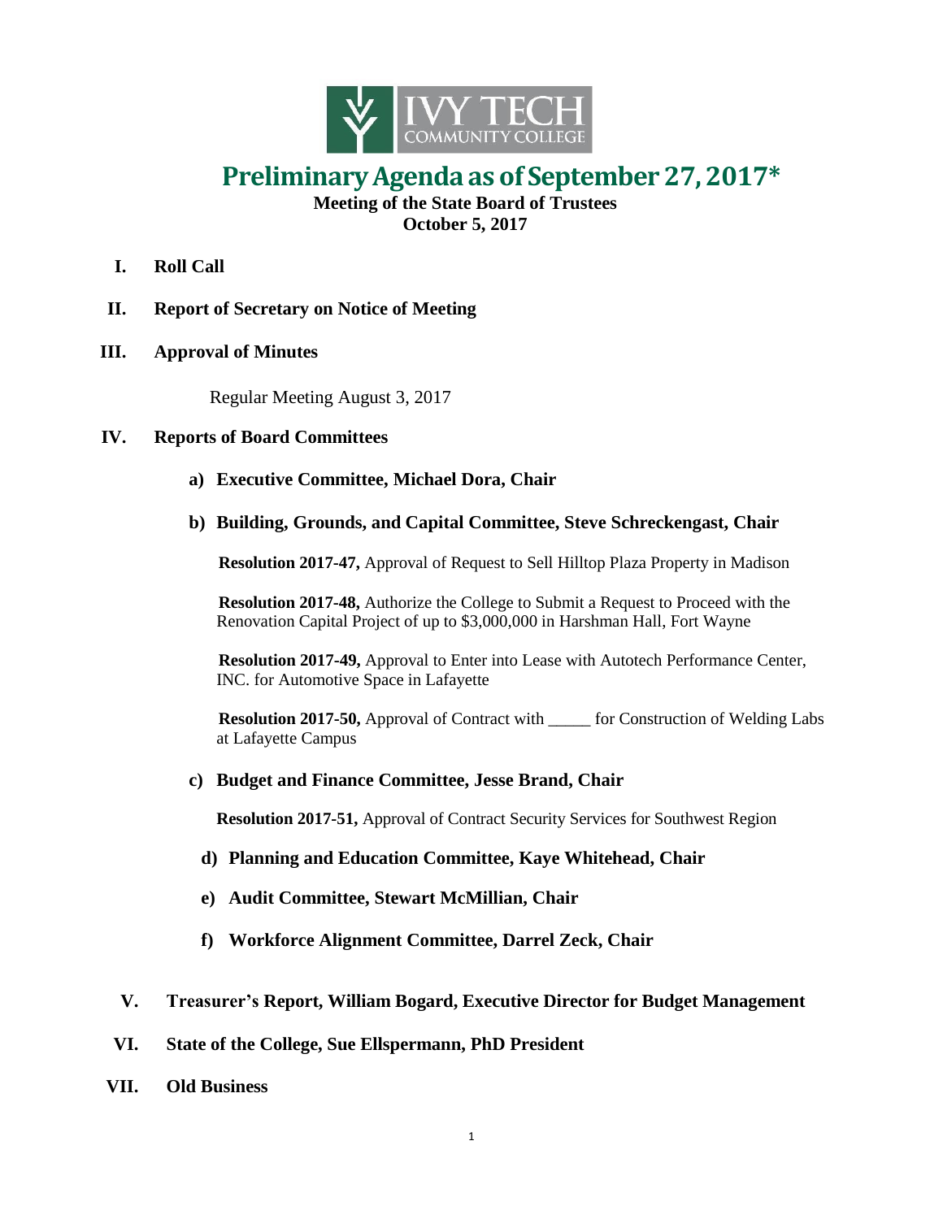IVY TECH COMMUNITY COLLEGE

# Preliminary Agenda as of September 27, 2017*

**Meeting of the State Board of Trustees**
**October 5, 2017**

**I. Roll Call**

**II. Report of Secretary on Notice of Meeting**

**III. Approval of Minutes**

Regular Meeting August 3, 2017

**IV. Reports of Board Committees**

**a) Executive Committee, Michael Dora, Chair**

**b) Building, Grounds, and Capital Committee, Steve Schreckengast, Chair**

**Resolution 2017-47,** Approval of Request to Sell Hilltop Plaza Property in Madison

**Resolution 2017-48,** Authorize the College to Submit a Request to Proceed with the Renovation Capital Project of up to $3,000,000 in Harshman Hall, Fort Wayne

**Resolution 2017-49,** Approval to Enter into Lease with Autotech Performance Center, INC. for Automotive Space in Lafayette

**Resolution 2017-50,** Approval of Contract with _____ for Construction of Welding Labs at Lafayette Campus

**c) Budget and Finance Committee, Jesse Brand, Chair**

**Resolution 2017-51,** Approval of Contract Security Services for Southwest Region

**d) Planning and Education Committee, Kaye Whitehead, Chair**

**e) Audit Committee, Stewart McMillian, Chair**

**f) Workforce Alignment Committee, Darrel Zeck, Chair**

**V. Treasurer's Report, William Bogard, Executive Director for Budget Management**

**VI. State of the College, Sue Ellspermann, PhD President**

**VII. Old Business**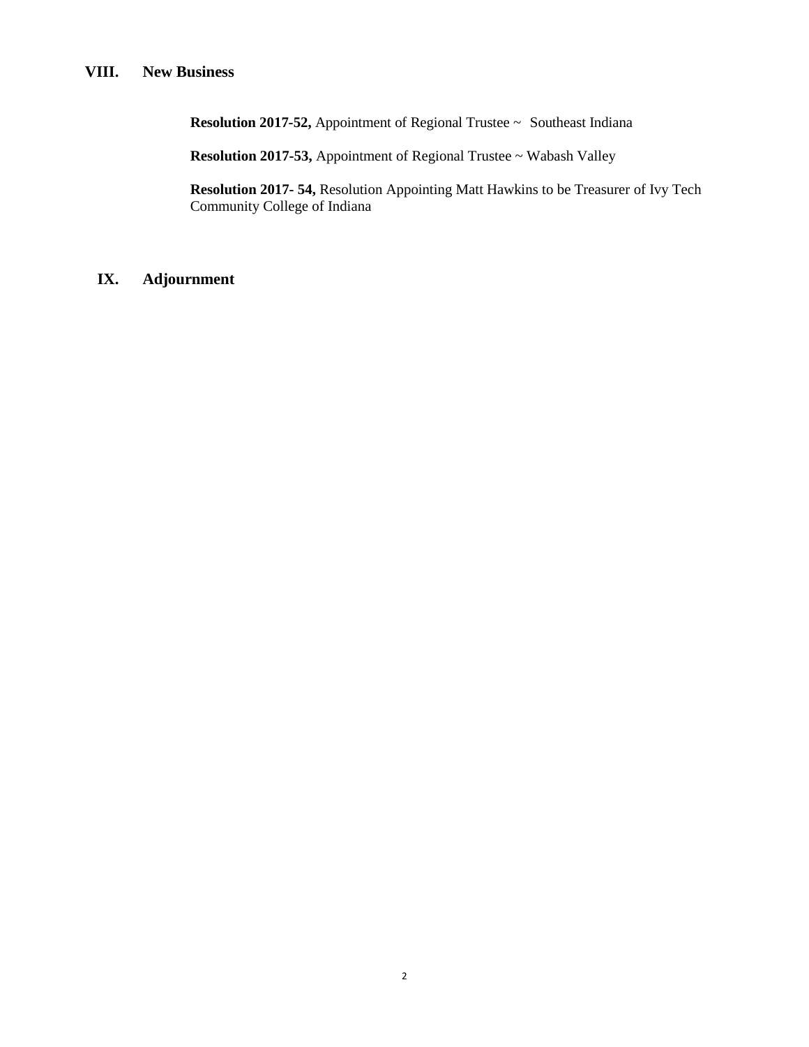## VIII. New Business

**Resolution 2017-52,** Appointment of Regional Trustee ~ Southeast Indiana

**Resolution 2017-53,** Appointment of Regional Trustee ~ Wabash Valley

**Resolution 2017- 54,** Resolution Appointing Matt Hawkins to be Treasurer of Ivy Tech Community College of Indiana

## IX. Adjournment